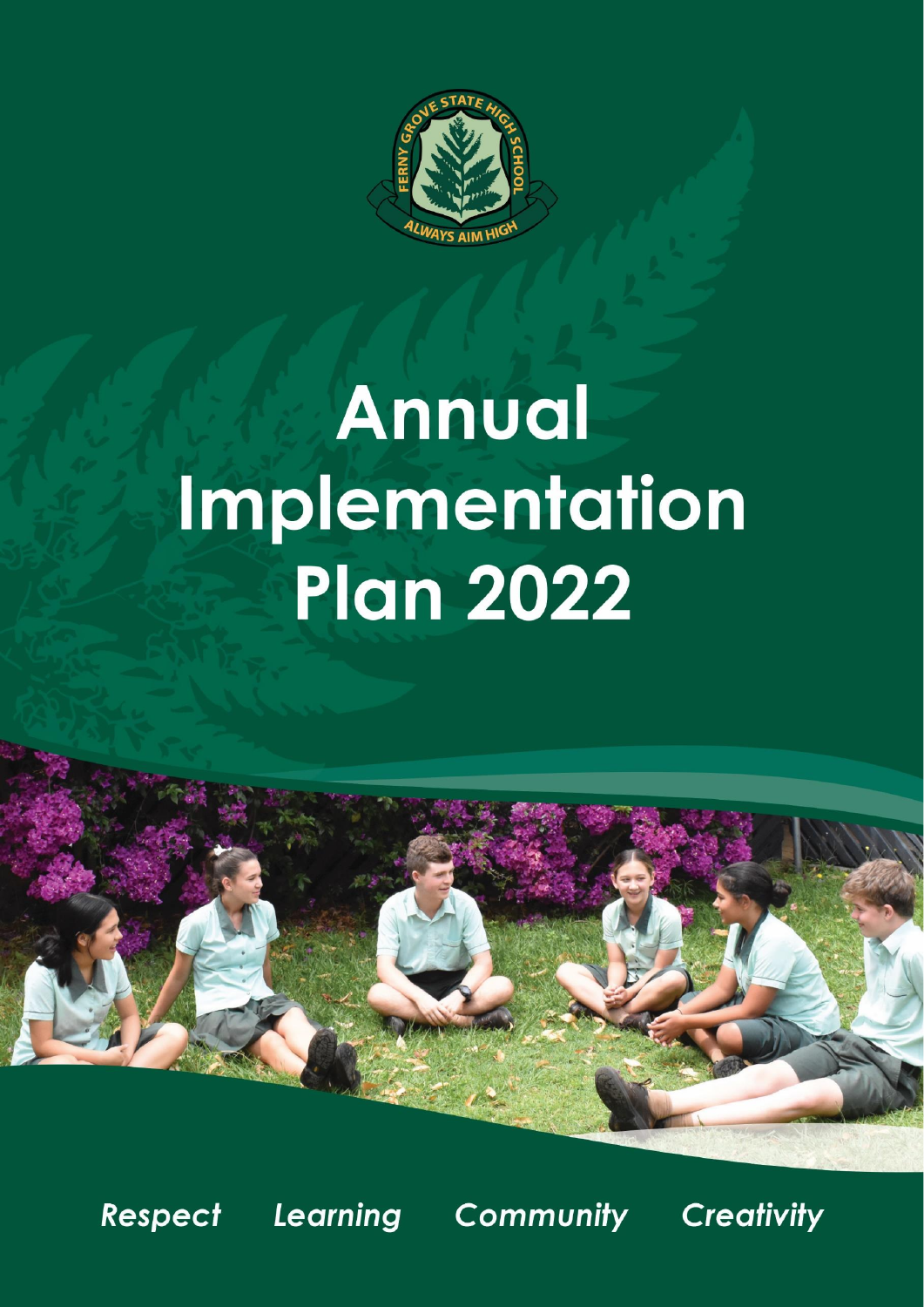FERNY GROVE STATE HIGH SCHOOL

ALWAYS AIM HIGH

# Annual Implementation Plan 2022

***Respect     Learning     Community     Creativity***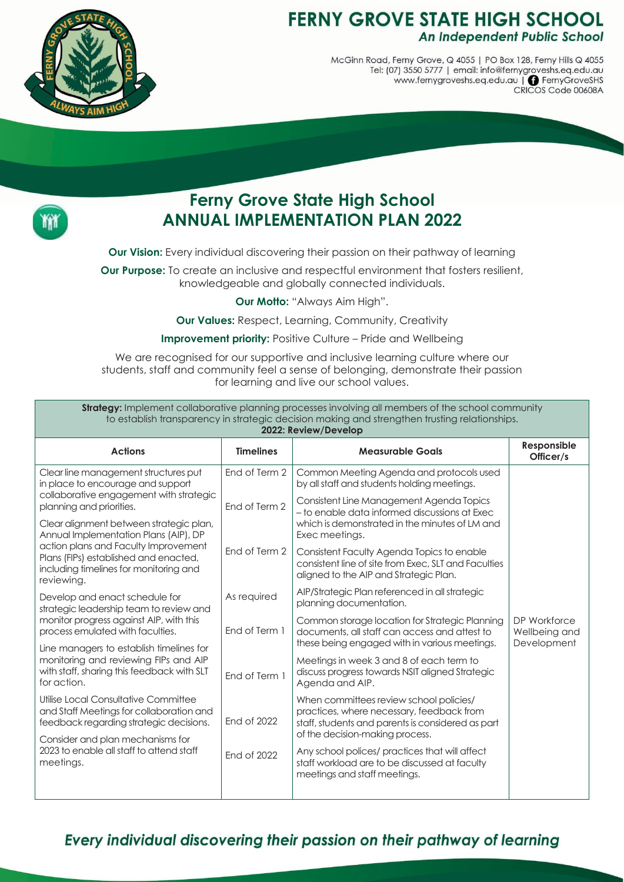# FERNY GROVE STATE HIGH SCHOOL

***An Independent Public School***

McGinn Road, Ferny Grove, Q 4055 | PO Box 128, Ferny Hills Q 4055
Tel: (07) 3550 5777 | email: info@fernygroveshs.eq.edu.au
www.fernygroveshs.eq.edu.au | FernyGroveSHS
CRICOS Code 00608A

## Ferny Grove State High School
## ANNUAL IMPLEMENTATION PLAN 2022

**Our Vision:** Every individual discovering their passion on their pathway of learning

**Our Purpose:** To create an inclusive and respectful environment that fosters resilient, knowledgeable and globally connected individuals.

**Our Motto:** "Always Aim High".

**Our Values:** Respect, Learning, Community, Creativity

**Improvement priority:** Positive Culture – Pride and Wellbeing

We are recognised for our supportive and inclusive learning culture where our students, staff and community feel a sense of belonging, demonstrate their passion for learning and live our school values.

**Strategy:** Implement collaborative planning processes involving all members of the school community to establish transparency in strategic decision making and strengthen trusting relationships.
**2022: Review/Develop**

| Actions | Timelines | Measurable Goals | Responsible Officer/s |
|---|---|---|---|
| Clear line management structures put in place to encourage and support collaborative engagement with strategic planning and priorities. | End of Term 2 | Common Meeting Agenda and protocols used by all staff and students holding meetings. | DP Workforce Wellbeing and Development |
| Clear alignment between strategic plan, Annual Implementation Plans (AIP), DP action plans and Faculty Improvement Plans (FIPs) established and enacted, including timelines for monitoring and reviewing. | End of Term 2 | Consistent Line Management Agenda Topics – to enable data informed discussions at Exec which is demonstrated in the minutes of LM and Exec meetings. | |
| | End of Term 2 | Consistent Faculty Agenda Topics to enable consistent line of site from Exec, SLT and Faculties aligned to the AIP and Strategic Plan. | |
| Develop and enact schedule for strategic leadership team to review and monitor progress against AIP, with this process emulated with faculties. | As required | AIP/Strategic Plan referenced in all strategic planning documentation. | |
| | End of Term 1 | Common storage location for Strategic Planning documents, all staff can access and attest to these being engaged with in various meetings. | |
| Line managers to establish timelines for monitoring and reviewing FIPs and AIP with staff, sharing this feedback with SLT for action. | End of Term 1 | Meetings in week 3 and 8 of each term to discuss progress towards NSIT aligned Strategic Agenda and AIP. | |
| Utilise Local Consultative Committee and Staff Meetings for collaboration and feedback regarding strategic decisions. | End of 2022 | When committees review school policies/ practices, where necessary, feedback from staff, students and parents is considered as part of the decision-making process. | |
| Consider and plan mechanisms for 2023 to enable all staff to attend staff meetings. | End of 2022 | Any school polices/ practices that will affect staff workload are to be discussed at faculty meetings and staff meetings. | |

*Every individual discovering their passion on their pathway of learning*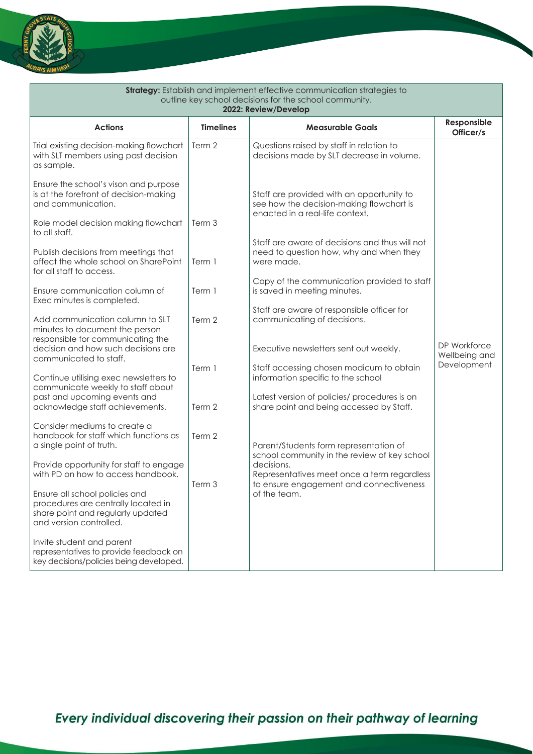| **Strategy:** Establish and implement effective communication strategies to outline key school decisions for the school community. **2022: Review/Develop** | | | |
|---|---|---|---|
| **Actions** | **Timelines** | **Measurable Goals** | **Responsible Officer/s** |
| Trial existing decision-making flowchart with SLT members using past decision as sample.<br><br>Ensure the school's vison and purpose is at the forefront of decision-making and communication.<br><br>Role model decision making flowchart to all staff.<br><br>Publish decisions from meetings that affect the whole school on SharePoint for all staff to access.<br><br>Ensure communication column of Exec minutes is completed.<br><br>Add communication column to SLT minutes to document the person responsible for communicating the decision and how such decisions are communicated to staff.<br><br>Continue utilising exec newsletters to communicate weekly to staff about past and upcoming events and acknowledge staff achievements.<br><br>Consider mediums to create a handbook for staff which functions as a single point of truth.<br><br>Provide opportunity for staff to engage with PD on how to access handbook.<br><br>Ensure all school policies and procedures are centrally located in share point and regularly updated and version controlled.<br><br>Invite student and parent representatives to provide feedback on key decisions/policies being developed. | Term 2<br><br>Term 3<br><br>Term 1<br><br>Term 1<br><br>Term 2<br><br>Term 1<br><br>Term 2<br><br>Term 2<br><br>Term 3 | Questions raised by staff in relation to decisions made by SLT decrease in volume.<br><br>Staff are provided with an opportunity to see how the decision-making flowchart is enacted in a real-life context.<br><br>Staff are aware of decisions and thus will not need to question how, why and when they were made.<br><br>Copy of the communication provided to staff is saved in meeting minutes.<br><br>Staff are aware of responsible officer for communicating of decisions.<br><br>Executive newsletters sent out weekly.<br><br>Staff accessing chosen modicum to obtain information specific to the school<br><br>Latest version of policies/ procedures is on share point and being accessed by Staff.<br><br>Parent/Students form representation of school community in the review of key school decisions.<br>Representatives meet once a term regardless to ensure engagement and connectiveness of the team. | DP Workforce Wellbeing and Development |

*Every individual discovering their passion on their pathway of learning*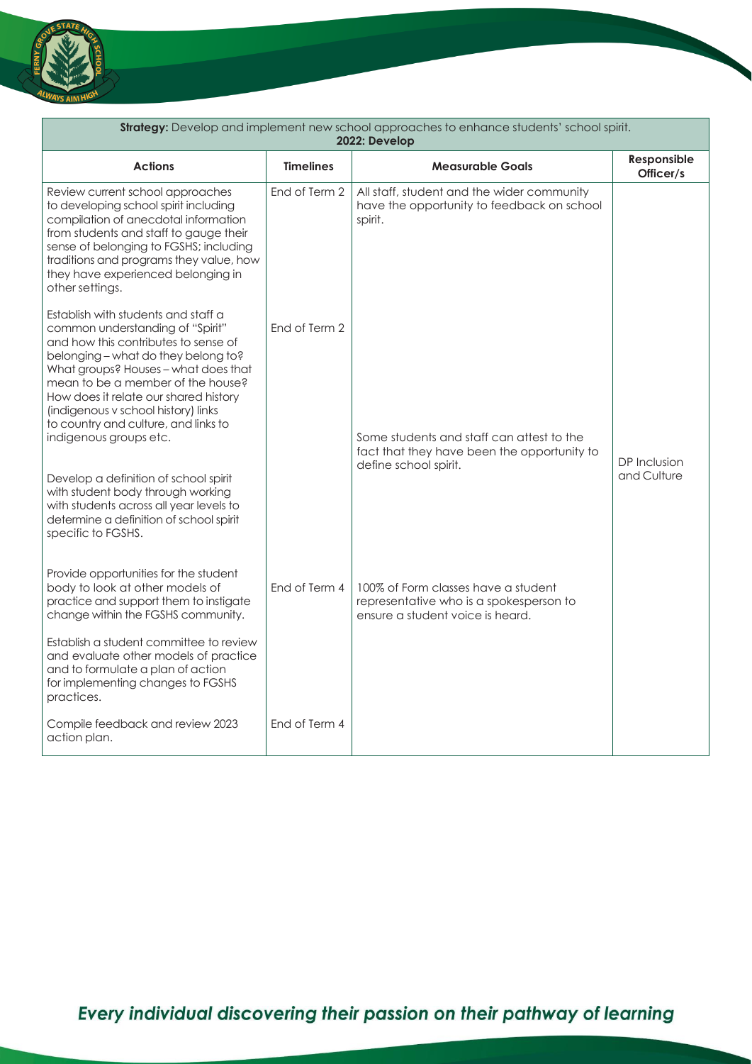| **Strategy:** Develop and implement new school approaches to enhance students' school spirit. **2022: Develop** | | | |
|---|---|---|---|
| **Actions** | **Timelines** | **Measurable Goals** | **Responsible Officer/s** |
| Review current school approaches to developing school spirit including compilation of anecdotal information from students and staff to gauge their sense of belonging to FGSHS; including traditions and programs they value, how they have experienced belonging in other settings. | End of Term 2 | All staff, student and the wider community have the opportunity to feedback on school spirit. | DP Inclusion and Culture |
| Establish with students and staff a common understanding of "Spirit" and how this contributes to sense of belonging – what do they belong to? What groups? Houses – what does that mean to be a member of the house? How does it relate our shared history (indigenous v school history) links to country and culture, and links to indigenous groups etc. | End of Term 2 | Some students and staff can attest to the fact that they have been the opportunity to define school spirit. | |
| Develop a definition of school spirit with student body through working with students across all year levels to determine a definition of school spirit specific to FGSHS. | | | |
| Provide opportunities for the student body to look at other models of practice and support them to instigate change within the FGSHS community. | End of Term 4 | 100% of Form classes have a student representative who is a spokesperson to ensure a student voice is heard. | |
| Establish a student committee to review and evaluate other models of practice and to formulate a plan of action for implementing changes to FGSHS practices. | | | |
| Compile feedback and review 2023 action plan. | End of Term 4 | | |

*Every individual discovering their passion on their pathway of learning*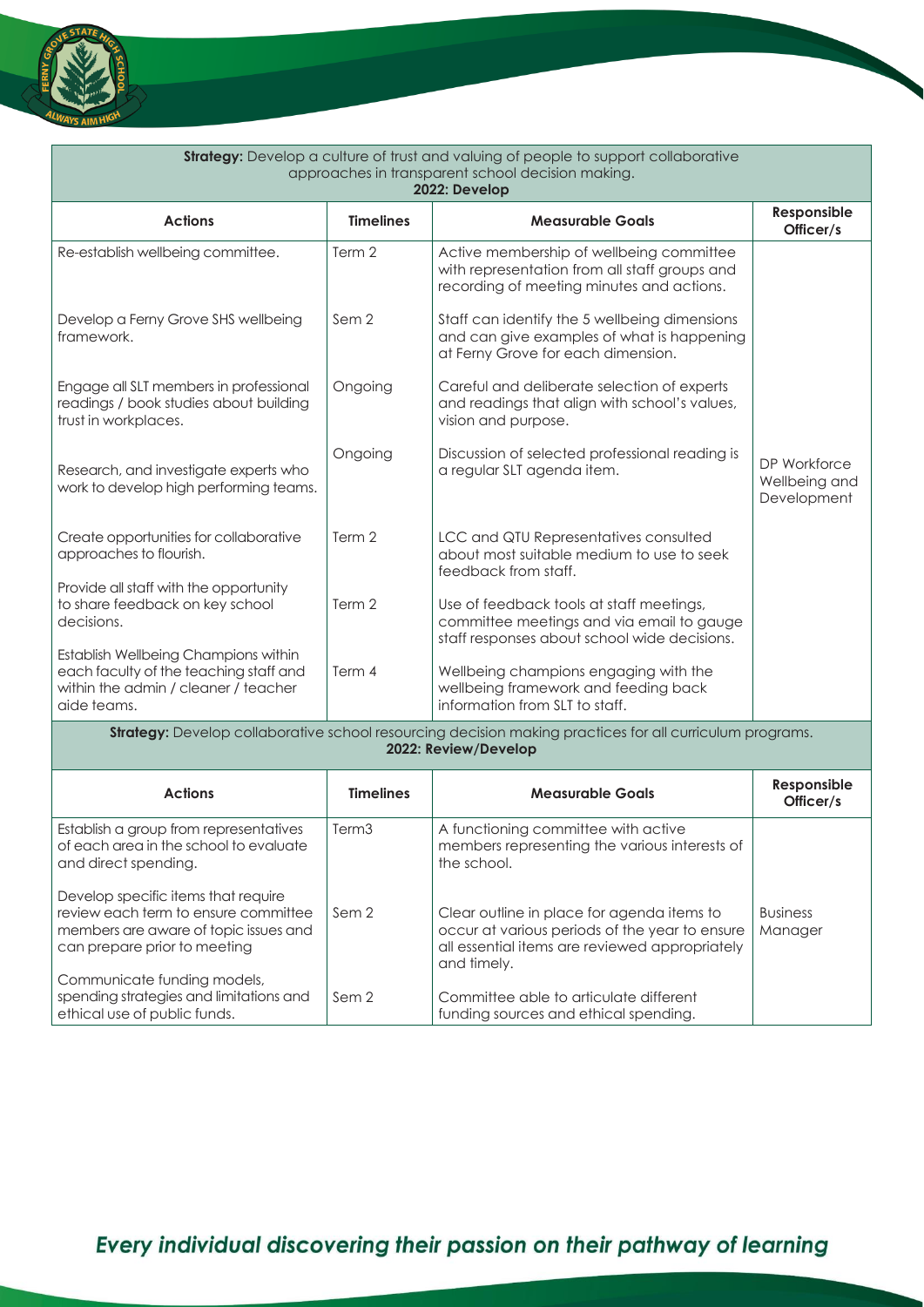**Strategy:** Develop a culture of trust and valuing of people to support collaborative approaches in transparent school decision making.

**2022: Develop**

| Actions | Timelines | Measurable Goals | Responsible Officer/s |
|---|---|---|---|
| Re-establish wellbeing committee. | Term 2 | Active membership of wellbeing committee with representation from all staff groups and recording of meeting minutes and actions. | DP Workforce Wellbeing and Development |
| Develop a Ferny Grove SHS wellbeing framework. | Sem 2 | Staff can identify the 5 wellbeing dimensions and can give examples of what is happening at Ferny Grove for each dimension. | |
| Engage all SLT members in professional readings / book studies about building trust in workplaces. | Ongoing | Careful and deliberate selection of experts and readings that align with school's values, vision and purpose. | |
| Research, and investigate experts who work to develop high performing teams. | Ongoing | Discussion of selected professional reading is a regular SLT agenda item. | |
| Create opportunities for collaborative approaches to flourish. | Term 2 | LCC and QTU Representatives consulted about most suitable medium to use to seek feedback from staff. | |
| Provide all staff with the opportunity to share feedback on key school decisions. | Term 2 | Use of feedback tools at staff meetings, committee meetings and via email to gauge staff responses about school wide decisions. | |
| Establish Wellbeing Champions within each faculty of the teaching staff and within the admin / cleaner / teacher aide teams. | Term 4 | Wellbeing champions engaging with the wellbeing framework and feeding back information from SLT to staff. | |

**Strategy:** Develop collaborative school resourcing decision making practices for all curriculum programs.

**2022: Review/Develop**

| Actions | Timelines | Measurable Goals | Responsible Officer/s |
|---|---|---|---|
| Establish a group from representatives of each area in the school to evaluate and direct spending. | Term3 | A functioning committee with active members representing the various interests of the school. | Business Manager |
| Develop specific items that require review each term to ensure committee members are aware of topic issues and can prepare prior to meeting | Sem 2 | Clear outline in place for agenda items to occur at various periods of the year to ensure all essential items are reviewed appropriately and timely. | |
| Communicate funding models, spending strategies and limitations and ethical use of public funds. | Sem 2 | Committee able to articulate different funding sources and ethical spending. | |

*Every individual discovering their passion on their pathway of learning*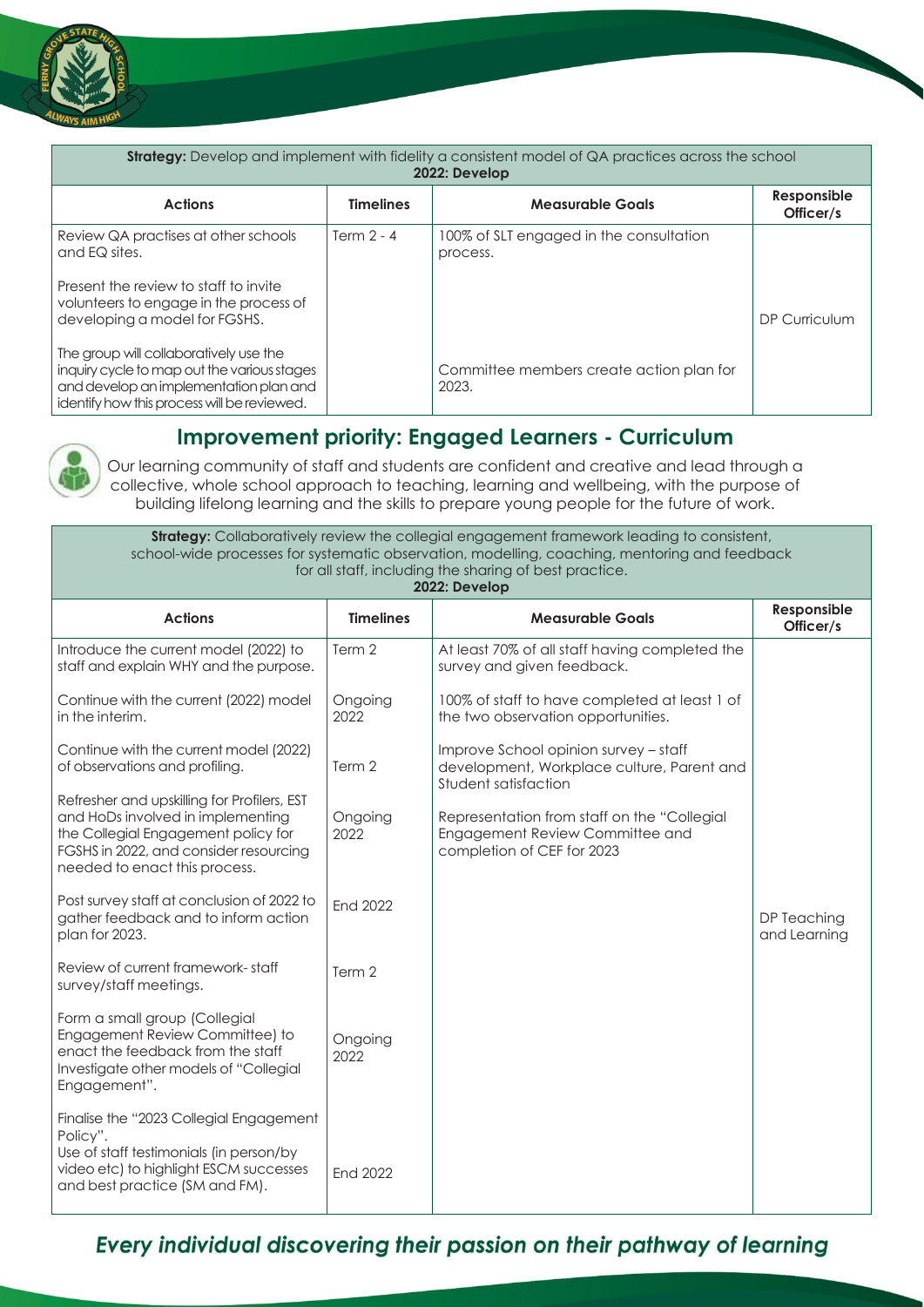| **Strategy:** Develop and implement with fidelity a consistent model of QA practices across the school **2022: Develop** | | | |
|---|---|---|---|
| **Actions** | **Timelines** | **Measurable Goals** | **Responsible Officer/s** |
| Review QA practises at other schools and EQ sites.<br><br>Present the review to staff to invite volunteers to engage in the process of developing a model for FGSHS.<br><br>The group will collaboratively use the inquiry cycle to map out the various stages and develop an implementation plan and identify how this process will be reviewed. | Term 2 - 4 | 100% of SLT engaged in the consultation process.<br><br>Committee members create action plan for 2023. | DP Curriculum |

## Improvement priority: Engaged Learners - Curriculum

Our learning community of staff and students are confident and creative and lead through a collective, whole school approach to teaching, learning and wellbeing, with the purpose of building lifelong learning and the skills to prepare young people for the future of work.

| **Strategy:** Collaboratively review the collegial engagement framework leading to consistent, school-wide processes for systematic observation, modelling, coaching, mentoring and feedback for all staff, including the sharing of best practice. **2022: Develop** | | | |
|---|---|---|---|
| **Actions** | **Timelines** | **Measurable Goals** | **Responsible Officer/s** |
| Introduce the current model (2022) to staff and explain WHY and the purpose. | Term 2 | At least 70% of all staff having completed the survey and given feedback. | DP Teaching and Learning |
| Continue with the current (2022) model in the interim. | Ongoing 2022 | 100% of staff to have completed at least 1 of the two observation opportunities. | |
| Continue with the current model (2022) of observations and profiling. | Term 2 | Improve School opinion survey – staff development, Workplace culture, Parent and Student satisfaction | |
| Refresher and upskilling for Profilers, EST and HoDs involved in implementing the Collegial Engagement policy for FGSHS in 2022, and consider resourcing needed to enact this process. | Ongoing 2022 | Representation from staff on the "Collegial Engagement Review Committee and completion of CEF for 2023 | |
| Post survey staff at conclusion of 2022 to gather feedback and to inform action plan for 2023. | End 2022 | | |
| Review of current framework- staff survey/staff meetings. | Term 2 | | |
| Form a small group (Collegial Engagement Review Committee) to enact the feedback from the staff Investigate other models of "Collegial Engagement". | Ongoing 2022 | | |
| Finalise the "2023 Collegial Engagement Policy".<br>Use of staff testimonials (in person/by video etc) to highlight ESCM successes and best practice (SM and FM). | End 2022 | | |

***Every individual discovering their passion on their pathway of learning***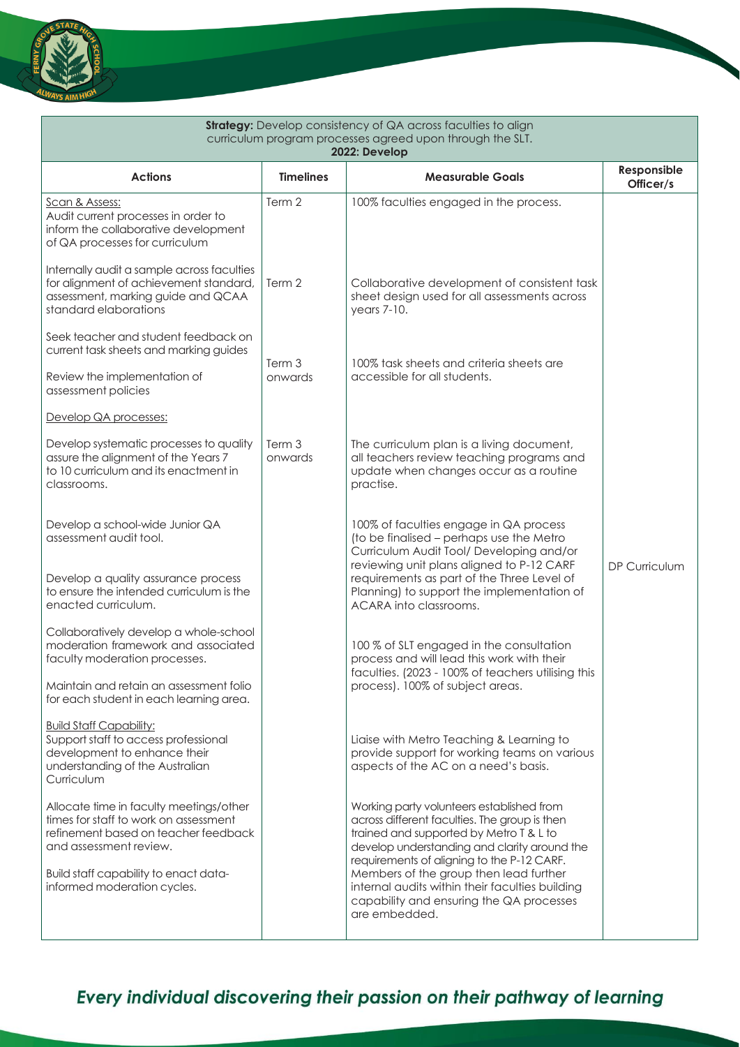| **Strategy:** Develop consistency of QA across faculties to align curriculum program processes agreed upon through the SLT. **2022: Develop** | | | |
|---|---|---|---|
| **Actions** | **Timelines** | **Measurable Goals** | **Responsible Officer/s** |
| Scan & Assess: Audit current processes in order to inform the collaborative development of QA processes for curriculum | Term 2 | 100% faculties engaged in the process. | DP Curriculum |
| Internally audit a sample across faculties for alignment of achievement standard, assessment, marking guide and QCAA standard elaborations | Term 2 | Collaborative development of consistent task sheet design used for all assessments across years 7-10. | |
| Seek teacher and student feedback on current task sheets and marking guides<br><br>Review the implementation of assessment policies | Term 3 onwards | 100% task sheets and criteria sheets are accessible for all students. | |
| Develop QA processes: | | | |
| Develop systematic processes to quality assure the alignment of the Years 7 to 10 curriculum and its enactment in classrooms. | Term 3 onwards | The curriculum plan is a living document, all teachers review teaching programs and update when changes occur as a routine practise. | |
| Develop a school-wide Junior QA assessment audit tool.<br><br>Develop a quality assurance process to ensure the intended curriculum is the enacted curriculum. | | 100% of faculties engage in QA process (to be finalised – perhaps use the Metro Curriculum Audit Tool/ Developing and/or reviewing unit plans aligned to P-12 CARF requirements as part of the Three Level of Planning) to support the implementation of ACARA into classrooms. | |
| Collaboratively develop a whole-school moderation framework and associated faculty moderation processes.<br><br>Maintain and retain an assessment folio for each student in each learning area. | | 100 % of SLT engaged in the consultation process and will lead this work with their faculties. (2023 - 100% of teachers utilising this process). 100% of subject areas. | |
| Build Staff Capability: Support staff to access professional development to enhance their understanding of the Australian Curriculum | | Liaise with Metro Teaching & Learning to provide support for working teams on various aspects of the AC on a need's basis. | |
| Allocate time in faculty meetings/other times for staff to work on assessment refinement based on teacher feedback and assessment review.<br><br>Build staff capability to enact data-informed moderation cycles. | | Working party volunteers established from across different faculties. The group is then trained and supported by Metro T & L to develop understanding and clarity around the requirements of aligning to the P-12 CARF. Members of the group then lead further internal audits within their faculties building capability and ensuring the QA processes are embedded. | |

*Every individual discovering their passion on their pathway of learning*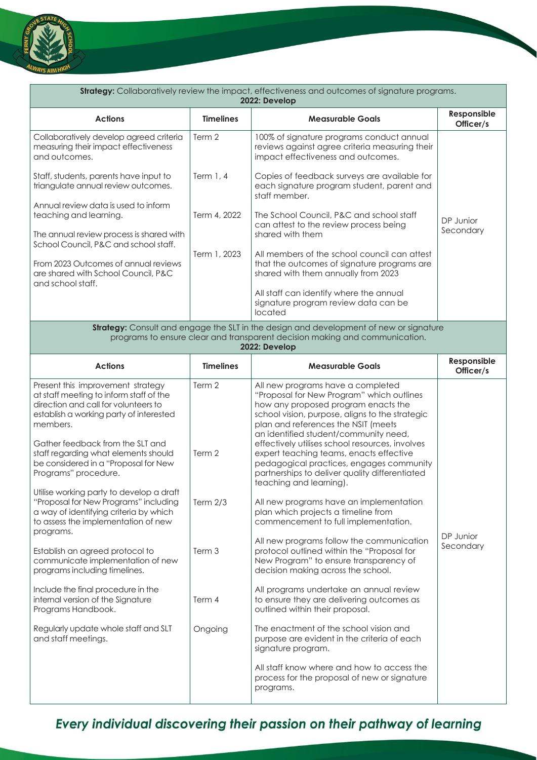**Strategy:** Collaboratively review the impact, effectiveness and outcomes of signature programs.
**2022: Develop**

| Actions | Timelines | Measurable Goals | Responsible Officer/s |
|---|---|---|---|
| Collaboratively develop agreed criteria measuring their impact effectiveness and outcomes. | Term 2 | 100% of signature programs conduct annual reviews against agree criteria measuring their impact effectiveness and outcomes. | DP Junior Secondary |
| Staff, students, parents have input to triangulate annual review outcomes. | Term 1, 4 | Copies of feedback surveys are available for each signature program student, parent and staff member. | |
| Annual review data is used to inform teaching and learning. | Term 4, 2022 | The School Council, P&C and school staff can attest to the review process being shared with them | |
| The annual review process is shared with School Council, P&C and school staff. | Term 1, 2023 | All members of the school council can attest that the outcomes of signature programs are shared with them annually from 2023 | |
| From 2023 Outcomes of annual reviews are shared with School Council, P&C and school staff. | | All staff can identify where the annual signature program review data can be located | |

**Strategy:** Consult and engage the SLT in the design and development of new or signature programs to ensure clear and transparent decision making and communication.
**2022: Develop**

| Actions | Timelines | Measurable Goals | Responsible Officer/s |
|---|---|---|---|
| Present this improvement strategy at staff meeting to inform staff of the direction and call for volunteers to establish a working party of interested members. | Term 2 | All new programs have a completed "Proposal for New Program" which outlines how any proposed program enacts the school vision, purpose, aligns to the strategic plan and references the NSIT (meets an identified student/community need, effectively utilises school resources, involves expert teaching teams, enacts effective pedagogical practices, engages community partnerships to deliver quality differentiated teaching and learning). | DP Junior Secondary |
| Gather feedback from the SLT and staff regarding what elements should be considered in a "Proposal for New Programs" procedure. | Term 2 | | |
| Utilise working party to develop a draft "Proposal for New Programs" including a way of identifying criteria by which to assess the implementation of new programs. | Term 2/3 | All new programs have an implementation plan which projects a timeline from commencement to full implementation. | |
| Establish an agreed protocol to communicate implementation of new programs including timelines. | Term 3 | All new programs follow the communication protocol outlined within the "Proposal for New Program" to ensure transparency of decision making across the school. | |
| Include the final procedure in the internal version of the Signature Programs Handbook. | Term 4 | All programs undertake an annual review to ensure they are delivering outcomes as outlined within their proposal. | |
| Regularly update whole staff and SLT and staff meetings. | Ongoing | The enactment of the school vision and purpose are evident in the criteria of each signature program. | |
| | | All staff know where and how to access the process for the proposal of new or signature programs. | |

***Every individual discovering their passion on their pathway of learning***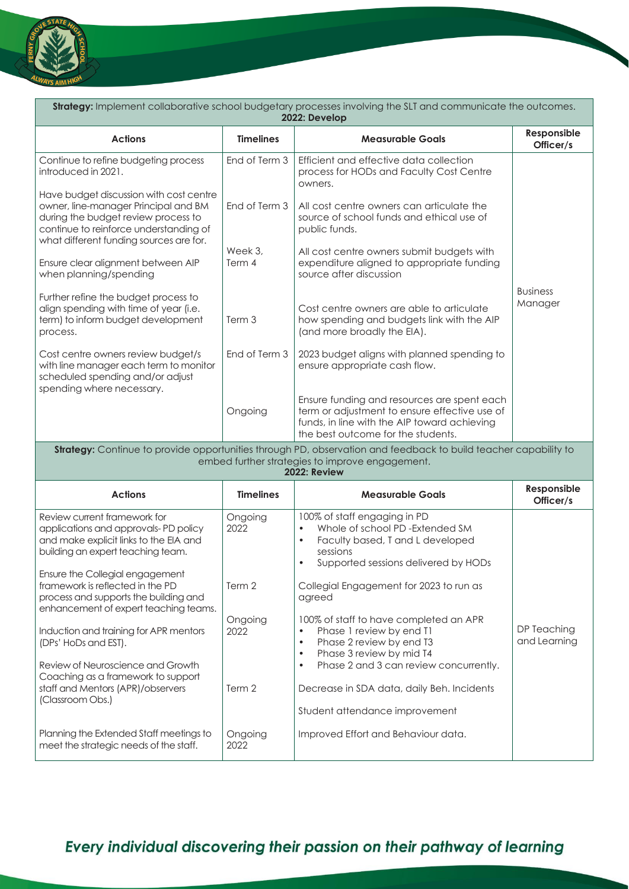**Strategy:** Implement collaborative school budgetary processes involving the SLT and communicate the outcomes.
**2022: Develop**

| Actions | Timelines | Measurable Goals | Responsible Officer/s |
|---|---|---|---|
| Continue to refine budgeting process introduced in 2021. | End of Term 3 | Efficient and effective data collection process for HODs and Faculty Cost Centre owners. | Business Manager |
| Have budget discussion with cost centre owner, line-manager Principal and BM during the budget review process to continue to reinforce understanding of what different funding sources are for. | End of Term 3 | All cost centre owners can articulate the source of school funds and ethical use of public funds. | |
| Ensure clear alignment between AIP when planning/spending | Week 3, Term 4 | All cost centre owners submit budgets with expenditure aligned to appropriate funding source after discussion | |
| Further refine the budget process to align spending with time of year (i.e. term) to inform budget development process. | Term 3 | Cost centre owners are able to articulate how spending and budgets link with the AIP (and more broadly the EIA). | |
| Cost centre owners review budget/s with line manager each term to monitor scheduled spending and/or adjust spending where necessary. | End of Term 3 | 2023 budget aligns with planned spending to ensure appropriate cash flow. | |
| | Ongoing | Ensure funding and resources are spent each term or adjustment to ensure effective use of funds, in line with the AIP toward achieving the best outcome for the students. | |

**Strategy:** Continue to provide opportunities through PD, observation and feedback to build teacher capability to embed further strategies to improve engagement.
**2022: Review**

| Actions | Timelines | Measurable Goals | Responsible Officer/s |
|---|---|---|---|
| Review current framework for applications and approvals- PD policy and make explicit links to the EIA and building an expert teaching team. | Ongoing 2022 | 100% of staff engaging in PD<br>• Whole of school PD -Extended SM<br>• Faculty based, T and L developed sessions<br>• Supported sessions delivered by HODs | DP Teaching and Learning |
| Ensure the Collegial engagement framework is reflected in the PD process and supports the building and enhancement of expert teaching teams. | Term 2 | Collegial Engagement for 2023 to run as agreed | |
| Induction and training for APR mentors (DPs' HoDs and EST). | Ongoing 2022 | 100% of staff to have completed an APR<br>• Phase 1 review by end T1<br>• Phase 2 review by end T3<br>• Phase 3 review by mid T4<br>• Phase 2 and 3 can review concurrently. | |
| Review of Neuroscience and Growth Coaching as a framework to support staff and Mentors (APR)/observers (Classroom Obs.) | Term 2 | Decrease in SDA data, daily Beh. Incidents<br><br>Student attendance improvement | |
| Planning the Extended Staff meetings to meet the strategic needs of the staff. | Ongoing 2022 | Improved Effort and Behaviour data. | |

*Every individual discovering their passion on their pathway of learning*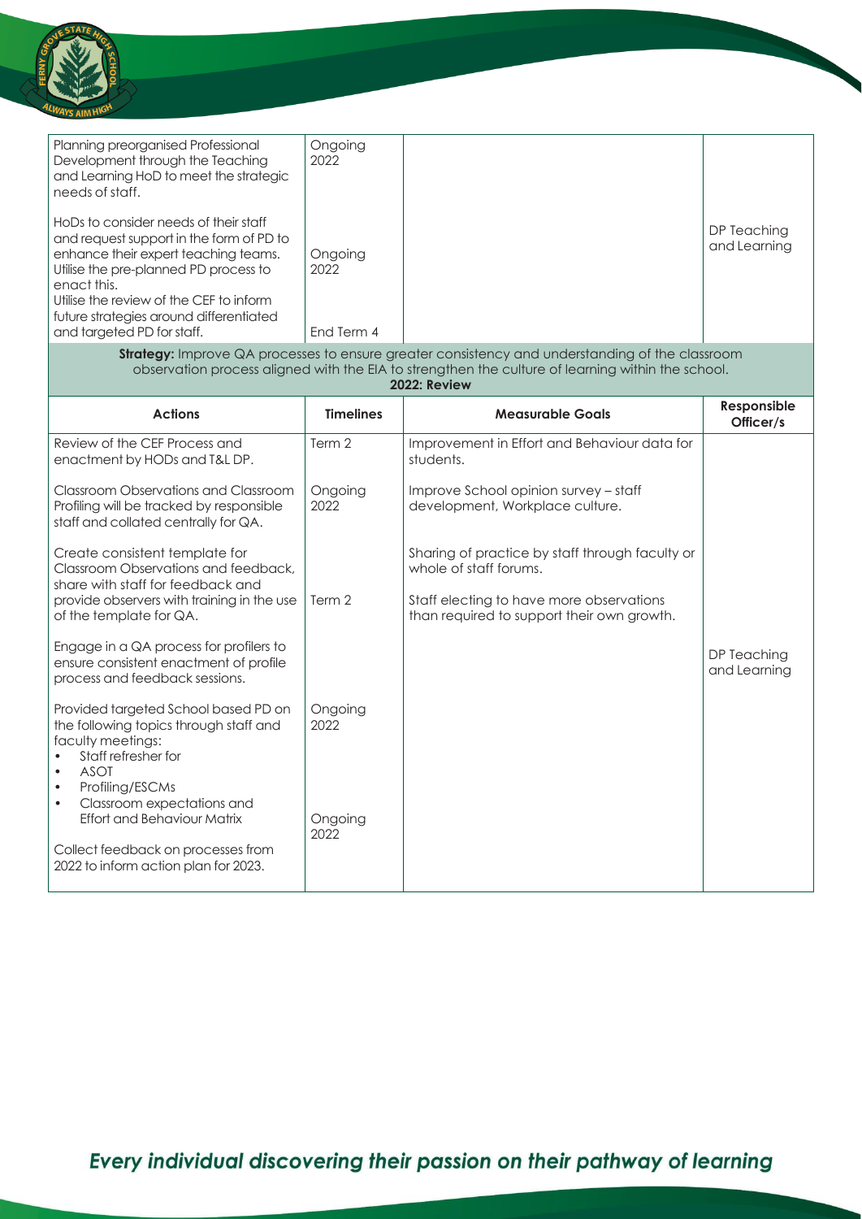| | | | |
|---|---|---|---|
| Planning preorganised Professional Development through the Teaching and Learning HoD to meet the strategic needs of staff.<br><br>HoDs to consider needs of their staff and request support in the form of PD to enhance their expert teaching teams. Utilise the pre-planned PD process to enact this.<br>Utilise the review of the CEF to inform future strategies around differentiated and targeted PD for staff. | Ongoing 2022<br><br>Ongoing 2022<br><br>End Term 4 | | DP Teaching and Learning |

**Strategy:** Improve QA processes to ensure greater consistency and understanding of the classroom observation process aligned with the EIA to strengthen the culture of learning within the school.

**2022: Review**

| Actions | Timelines | Measurable Goals | Responsible Officer/s |
|---|---|---|---|
| Review of the CEF Process and enactment by HODs and T&L DP.<br><br>Classroom Observations and Classroom Profiling will be tracked by responsible staff and collated centrally for QA.<br><br>Create consistent template for Classroom Observations and feedback, share with staff for feedback and provide observers with training in the use of the template for QA.<br><br>Engage in a QA process for profilers to ensure consistent enactment of profile process and feedback sessions.<br><br>Provided targeted School based PD on the following topics through staff and faculty meetings:<br>• Staff refresher for<br>• ASOT<br>• Profiling/ESCMs<br>• Classroom expectations and Effort and Behaviour Matrix<br><br>Collect feedback on processes from 2022 to inform action plan for 2023. | Term 2<br><br>Ongoing 2022<br><br>Term 2<br><br>Ongoing 2022<br><br>Ongoing 2022 | Improvement in Effort and Behaviour data for students.<br><br>Improve School opinion survey – staff development, Workplace culture.<br><br>Sharing of practice by staff through faculty or whole of staff forums.<br><br>Staff electing to have more observations than required to support their own growth. | DP Teaching and Learning |

*Every individual discovering their passion on their pathway of learning*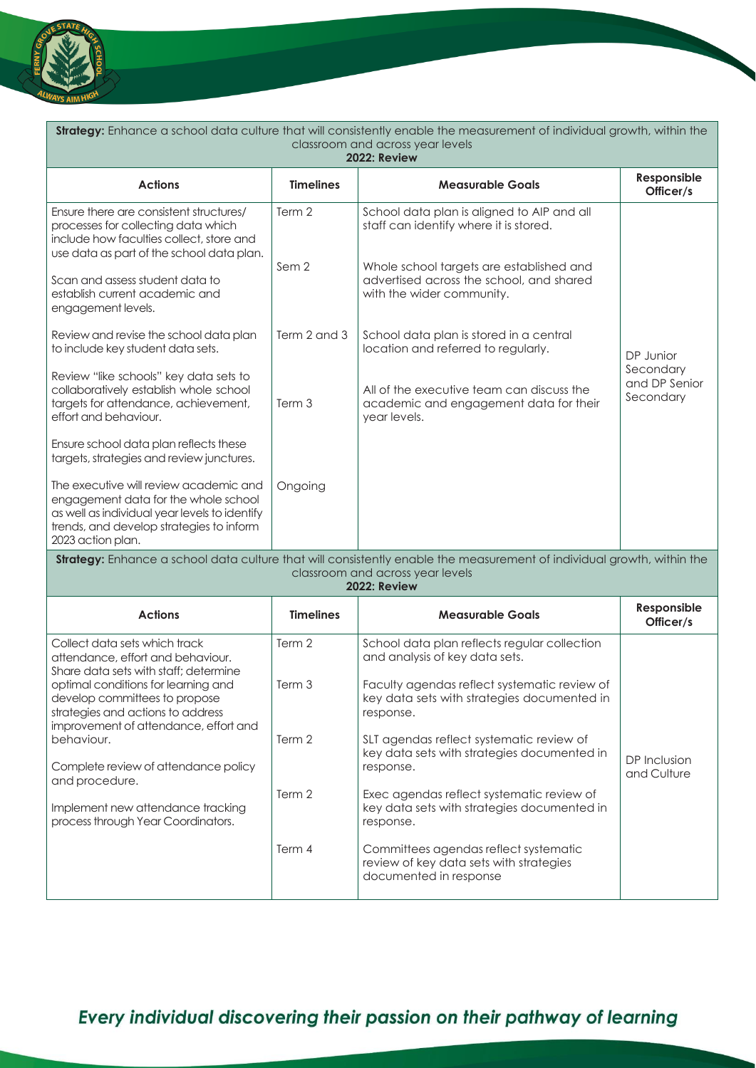**Strategy:** Enhance a school data culture that will consistently enable the measurement of individual growth, within the classroom and across year levels
**2022: Review**

| Actions | Timelines | Measurable Goals | Responsible Officer/s |
|---|---|---|---|
| Ensure there are consistent structures/ processes for collecting data which include how faculties collect, store and use data as part of the school data plan. | Term 2 | School data plan is aligned to AIP and all staff can identify where it is stored. | DP Junior Secondary and DP Senior Secondary |
| Scan and assess student data to establish current academic and engagement levels. | Sem 2 | Whole school targets are established and advertised across the school, and shared with the wider community. | |
| Review and revise the school data plan to include key student data sets. | Term 2 and 3 | School data plan is stored in a central location and referred to regularly. | |
| Review "like schools" key data sets to collaboratively establish whole school targets for attendance, achievement, effort and behaviour. | Term 3 | All of the executive team can discuss the academic and engagement data for their year levels. | |
| Ensure school data plan reflects these targets, strategies and review junctures. | | | |
| The executive will review academic and engagement data for the whole school as well as individual year levels to identify trends, and develop strategies to inform 2023 action plan. | Ongoing | | |

**Strategy:** Enhance a school data culture that will consistently enable the measurement of individual growth, within the classroom and across year levels
**2022: Review**

| Actions | Timelines | Measurable Goals | Responsible Officer/s |
|---|---|---|---|
| Collect data sets which track attendance, effort and behaviour. | Term 2 | School data plan reflects regular collection and analysis of key data sets. | DP Inclusion and Culture |
| Share data sets with staff; determine optimal conditions for learning and develop committees to propose strategies and actions to address improvement of attendance, effort and behaviour. | Term 3 | Faculty agendas reflect systematic review of key data sets with strategies documented in response. | |
| Complete review of attendance policy and procedure. | Term 2 | SLT agendas reflect systematic review of key data sets with strategies documented in response. | |
| Implement new attendance tracking process through Year Coordinators. | Term 2 | Exec agendas reflect systematic review of key data sets with strategies documented in response. | |
| | Term 4 | Committees agendas reflect systematic review of key data sets with strategies documented in response | |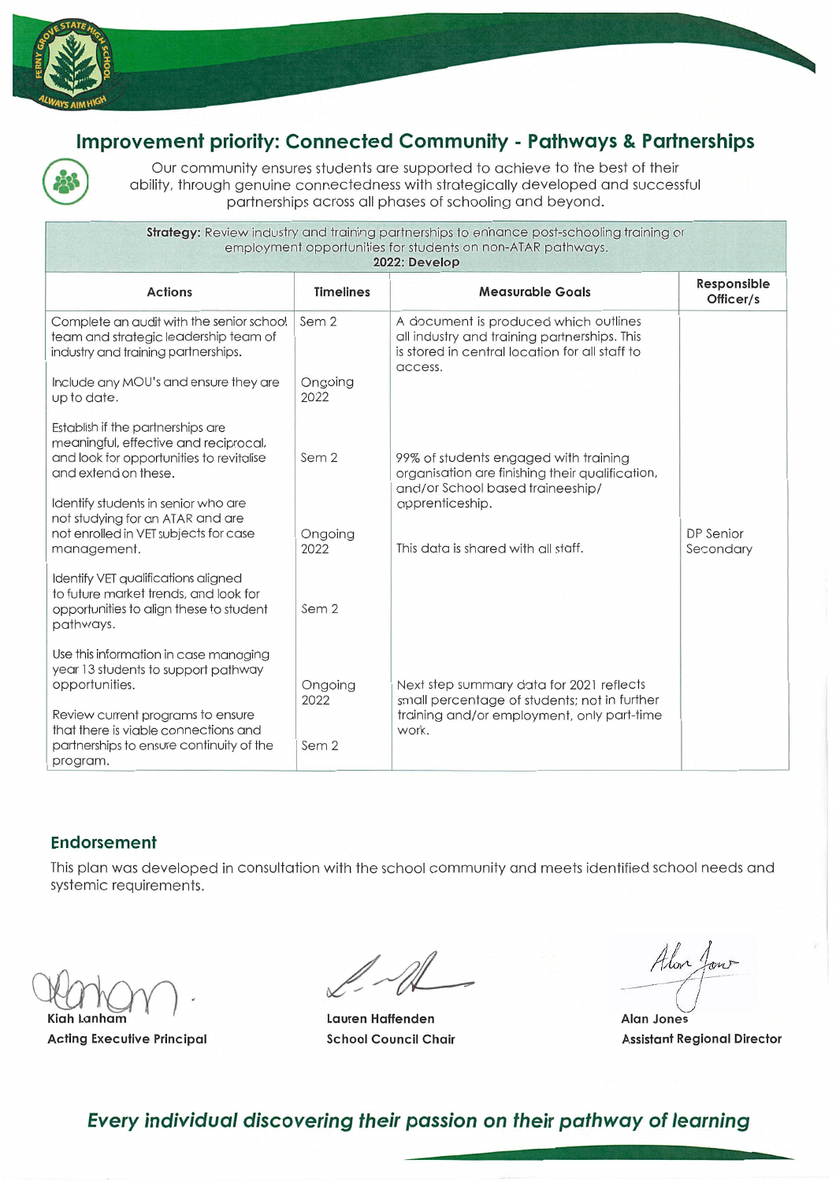## Improvement priority: Connected Community - Pathways & Partnerships

Our community ensures students are supported to achieve to the best of their ability, through genuine connectedness with strategically developed and successful partnerships across all phases of schooling and beyond.

| **Strategy:** Review industry and training partnerships to enhance post-schooling training or employment opportunities for students on non-ATAR pathways. **2022: Develop** | | | |
|---|---|---|---|
| **Actions** | **Timelines** | **Measurable Goals** | **Responsible Officer/s** |
| Complete an audit with the senior school team and strategic leadership team of industry and training partnerships. | Sem 2 | A document is produced which outlines all industry and training partnerships. This is stored in central location for all staff to access. | DP Senior Secondary |
| Include any MOU's and ensure they are up to date. | Ongoing 2022 | | |
| Establish if the partnerships are meaningful, effective and reciprocal, and look for opportunities to revitalise and extend on these. | Sem 2 | 99% of students engaged with training organisation are finishing their qualification, and/or School based traineeship/ apprenticeship. | |
| Identify students in senior who are not studying for an ATAR and are not enrolled in VET subjects for case management. | Ongoing 2022 | This data is shared with all staff. | |
| Identify VET qualifications aligned to future market trends, and look for opportunities to align these to student pathways. | Sem 2 | | |
| Use this information in case managing year 13 students to support pathway opportunities. | Ongoing 2022 | Next step summary data for 2021 reflects small percentage of students; not in further training and/or employment, only part-time work. | |
| Review current programs to ensure that there is viable connections and partnerships to ensure continuity of the program. | Sem 2 | | |

### Endorsement

This plan was developed in consultation with the school community and meets identified school needs and systemic requirements.

**Kiah Lanham**
**Acting Executive Principal**

**Lauren Haffenden**
**School Council Chair**

**Alan Jones**
**Assistant Regional Director**

***Every individual discovering their passion on their pathway of learning***